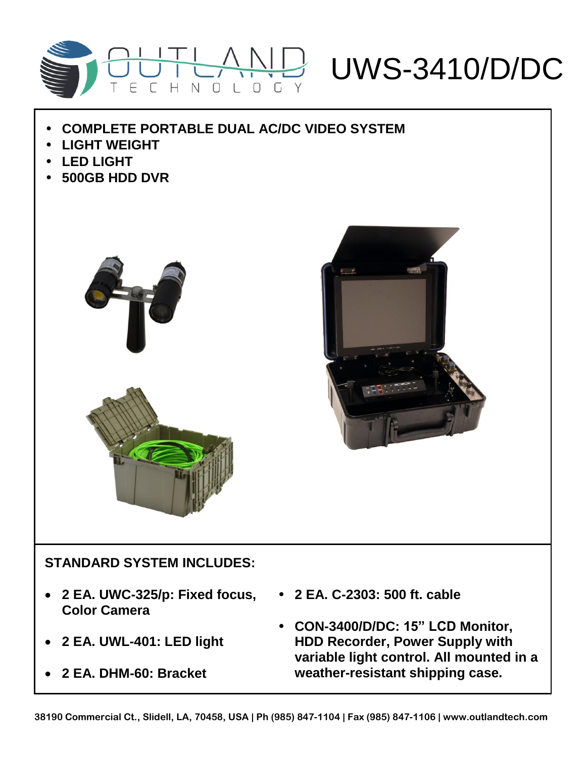# UWS-3410/D/DC

- **COMPLETE PORTABLE DUAL AC/DC VIDEO SYSTEM**
- **LIGHT WEIGHT**
- **LED LIGHT**
- **500GB HDD DVR**

## STANDARD SYSTEM INCLUDES:

- **2 EA. UWC-325/p: Fixed focus, Color Camera**
- **2 EA. UWL-401: LED light**
- **2 EA. DHM-60: Bracket**
- **2 EA. C-2303: 500 ft. cable**
- **CON-3400/D/DC: 15" LCD Monitor, HDD Recorder, Power Supply with variable light control. All mounted in a weather-resistant shipping case.**

38190 Commercial Ct., Slidell, LA, 70458, USA | Ph (985) 847-1104 | Fax (985) 847-1106 | www.outlandtech.com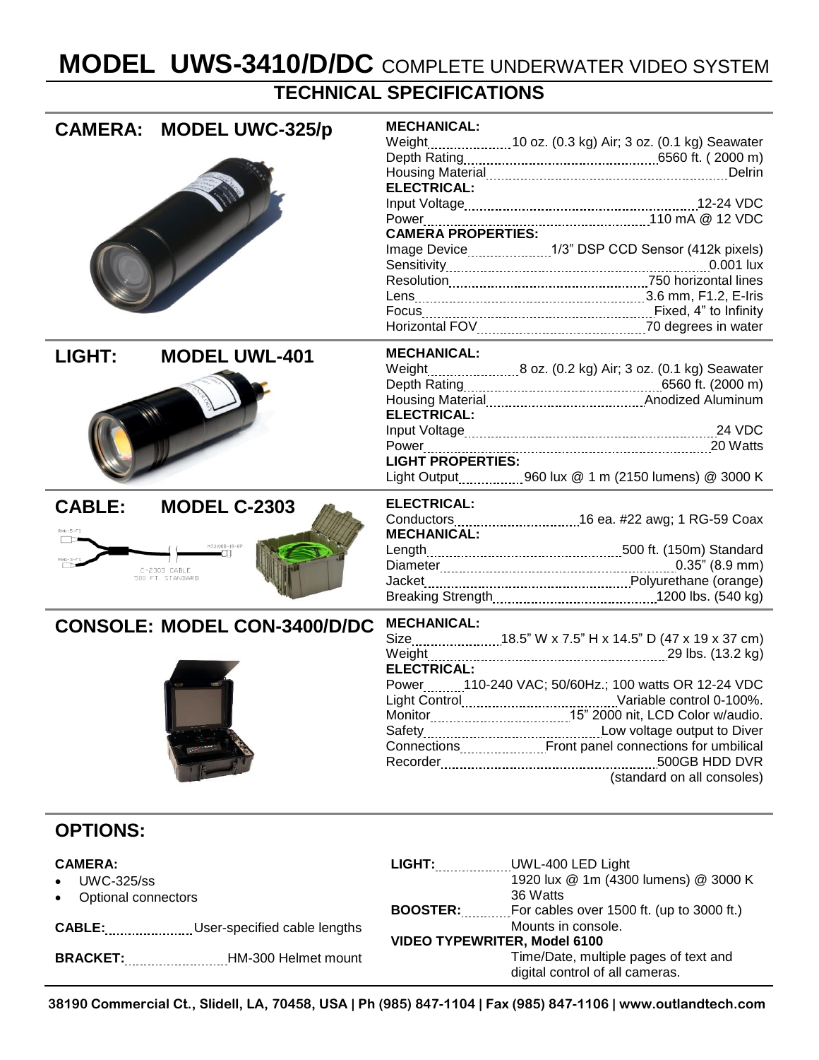# MODEL UWS-3410/D/DC COMPLETE UNDERWATER VIDEO SYSTEM

## TECHNICAL SPECIFICATIONS

## CAMERA: MODEL UWC-325/p

**MECHANICAL:**

Weight: 10 oz. (0.3 kg) Air; 3 oz. (0.1 kg) Seawater
Depth Rating: 6560 ft. ( 2000 m)
Housing Material: Delrin

**ELECTRICAL:**

Input Voltage: 12-24 VDC
Power: 110 mA @ 12 VDC

**CAMERA PROPERTIES:**

Image Device: 1/3" DSP CCD Sensor (412k pixels)
Sensitivity: 0.001 lux
Resolution: 750 horizontal lines
Lens: 3.6 mm, F1.2, E-Iris
Focus: Fixed, 4" to Infinity
Horizontal FOV: 70 degrees in water

## LIGHT: MODEL UWL-401

**MECHANICAL:**

Weight: 8 oz. (0.2 kg) Air; 3 oz. (0.1 kg) Seawater
Depth Rating: 6560 ft. (2000 m)
Housing Material: Anodized Aluminum

**ELECTRICAL:**

Input Voltage: 24 VDC
Power: 20 Watts

**LIGHT PROPERTIES:**

Light Output: 960 lux @ 1 m (2150 lumens) @ 3000 K

## CABLE: MODEL C-2303

RMK-5-FS
RMD-3-FS
MS3106R-18-8P
C-2303 CABLE
500 FT. STANDARD

**ELECTRICAL:**

Conductors: 16 ea. #22 awg; 1 RG-59 Coax

**MECHANICAL:**

Length: 500 ft. (150m) Standard
Diameter: 0.35" (8.9 mm)
Jacket: Polyurethane (orange)
Breaking Strength: 1200 lbs. (540 kg)

## CONSOLE: MODEL CON-3400/D/DC

**MECHANICAL:**

Size: 18.5" W x 7.5" H x 14.5" D (47 x 19 x 37 cm)
Weight: 29 lbs. (13.2 kg)

**ELECTRICAL:**

Power: 110-240 VAC; 50/60Hz.; 100 watts OR 12-24 VDC
Light Control: Variable control 0-100%.
Monitor: 15" 2000 nit, LCD Color w/audio.
Safety: Low voltage output to Diver
Connections: Front panel connections for umbilical
Recorder: 500GB HDD DVR (standard on all consoles)

## OPTIONS:

**CAMERA:**

- UWC-325/ss
- Optional connectors

**CABLE:** User-specified cable lengths

**BRACKET:** HM-300 Helmet mount

**LIGHT:** UWL-400 LED Light
1920 lux @ 1m (4300 lumens) @ 3000 K
36 Watts

**BOOSTER:** For cables over 1500 ft. (up to 3000 ft.) Mounts in console.

**VIDEO TYPEWRITER, Model 6100**
Time/Date, multiple pages of text and digital control of all cameras.

38190 Commercial Ct., Slidell, LA, 70458, USA | Ph (985) 847-1104 | Fax (985) 847-1106 | www.outlandtech.com